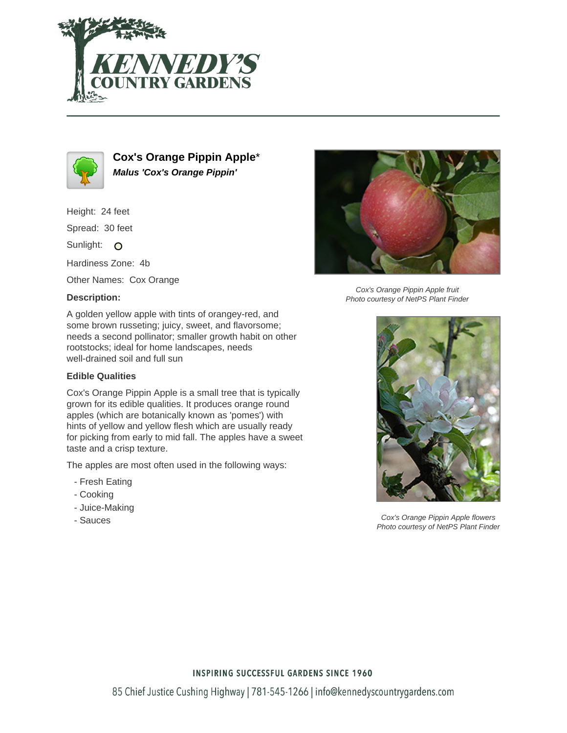# Cox's Orange Pippin Apple*

***Malus 'Cox's Orange Pippin'***

Height: 24 feet

Spread: 30 feet

Sunlight:

Hardiness Zone: 4b

Other Names: Cox Orange

### Description:

A golden yellow apple with tints of orangey-red, and some brown russeting; juicy, sweet, and flavorsome; needs a second pollinator; smaller growth habit on other rootstocks; ideal for home landscapes, needs well-drained soil and full sun

### Edible Qualities

Cox's Orange Pippin Apple is a small tree that is typically grown for its edible qualities. It produces orange round apples (which are botanically known as 'pomes') with hints of yellow and yellow flesh which are usually ready for picking from early to mid fall. The apples have a sweet taste and a crisp texture.

The apples are most often used in the following ways:

- Fresh Eating
- Cooking
- Juice-Making
- Sauces

*Cox's Orange Pippin Apple fruit*
*Photo courtesy of NetPS Plant Finder*

*Cox's Orange Pippin Apple flowers*
*Photo courtesy of NetPS Plant Finder*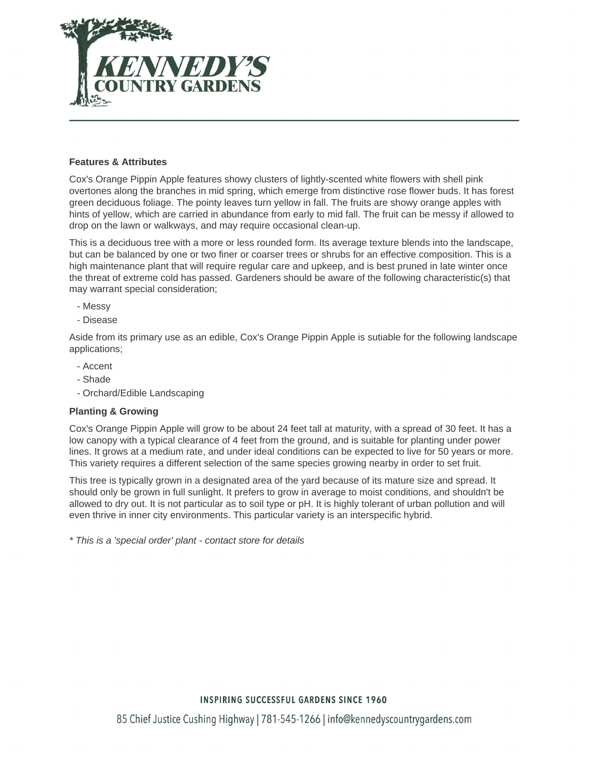**Features & Attributes**

Cox's Orange Pippin Apple features showy clusters of lightly-scented white flowers with shell pink overtones along the branches in mid spring, which emerge from distinctive rose flower buds. It has forest green deciduous foliage. The pointy leaves turn yellow in fall. The fruits are showy orange apples with hints of yellow, which are carried in abundance from early to mid fall. The fruit can be messy if allowed to drop on the lawn or walkways, and may require occasional clean-up.

This is a deciduous tree with a more or less rounded form. Its average texture blends into the landscape, but can be balanced by one or two finer or coarser trees or shrubs for an effective composition. This is a high maintenance plant that will require regular care and upkeep, and is best pruned in late winter once the threat of extreme cold has passed. Gardeners should be aware of the following characteristic(s) that may warrant special consideration;

- Messy
- Disease

Aside from its primary use as an edible, Cox's Orange Pippin Apple is sutiable for the following landscape applications;

- Accent
- Shade
- Orchard/Edible Landscaping

**Planting & Growing**

Cox's Orange Pippin Apple will grow to be about 24 feet tall at maturity, with a spread of 30 feet. It has a low canopy with a typical clearance of 4 feet from the ground, and is suitable for planting under power lines. It grows at a medium rate, and under ideal conditions can be expected to live for 50 years or more. This variety requires a different selection of the same species growing nearby in order to set fruit.

This tree is typically grown in a designated area of the yard because of its mature size and spread. It should only be grown in full sunlight. It prefers to grow in average to moist conditions, and shouldn't be allowed to dry out. It is not particular as to soil type or pH. It is highly tolerant of urban pollution and will even thrive in inner city environments. This particular variety is an interspecific hybrid.

*\* This is a 'special order' plant - contact store for details*